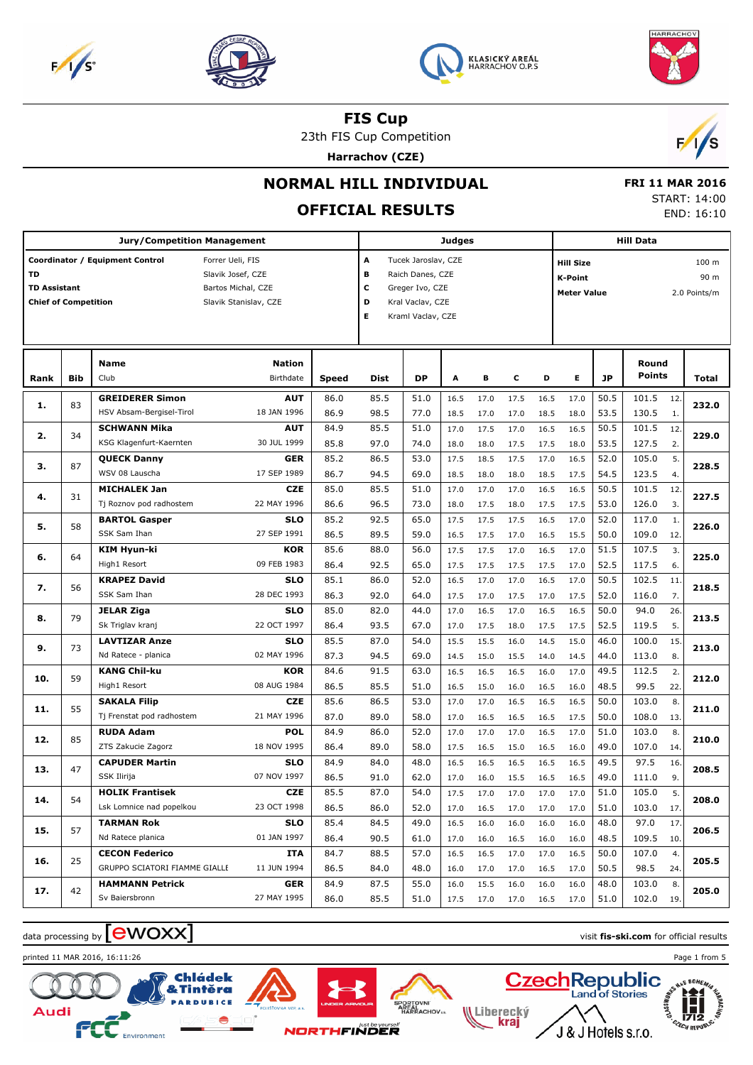# FIS Cup

23th FIS Cup Competition

**Harrachov (CZE)**

## NORMAL HILL INDIVIDUAL

## OFFICIAL RESULTS

**FRI 11 MAR 2016**
START: 14:00
END: 16:10

| Jury/Competition Management | | Judges | | Hill Data | |
|---|---|---|---|---|---|
| **Coordinator / Equipment Control** | Forrer Ueli, FIS | **A** | Tucek Jaroslav, CZE | **Hill Size** | 100 m |
| **TD** | Slavik Josef, CZE | **B** | Raich Danes, CZE | **K-Point** | 90 m |
| **TD Assistant** | Bartos Michal, CZE | **C** | Greger Ivo, CZE | **Meter Value** | 2.0 Points/m |
| **Chief of Competition** | Slavik Stanislav, CZE | **D** | Kral Vaclav, CZE | | |
| | | **E** | Kraml Vaclav, CZE | | |

| Rank | Bib | Name / Club | Nation / Birthdate | Speed | Dist | DP | A | B | C | D | E | JP | Round Points | | Total |
|---|---|---|---|---|---|---|---|---|---|---|---|---|---|---|---|
| **1.** | 83 | **GREIDERER Simon** | **AUT** | 86.0 | 85.5 | 51.0 | 16.5 | 17.0 | 17.5 | 16.5 | 17.0 | 50.5 | 101.5 | 12. | **232.0** |
| | | HSV Absam-Bergisel-Tirol | 18 JAN 1996 | 86.9 | 98.5 | 77.0 | 18.5 | 17.0 | 17.0 | 18.5 | 18.0 | 53.5 | 130.5 | 1. | |
| **2.** | 34 | **SCHWANN Mika** | **AUT** | 84.9 | 85.5 | 51.0 | 17.0 | 17.5 | 17.0 | 16.5 | 16.5 | 50.5 | 101.5 | 12. | **229.0** |
| | | KSG Klagenfurt-Kaernten | 30 JUL 1999 | 85.8 | 97.0 | 74.0 | 18.0 | 18.0 | 17.5 | 17.5 | 18.0 | 53.5 | 127.5 | 2. | |
| **3.** | 87 | **QUECK Danny** | **GER** | 85.2 | 86.5 | 53.0 | 17.5 | 18.5 | 17.5 | 17.0 | 16.5 | 52.0 | 105.0 | 5. | **228.5** |
| | | WSV 08 Lauscha | 17 SEP 1989 | 86.7 | 94.5 | 69.0 | 18.5 | 18.0 | 18.0 | 18.5 | 17.5 | 54.5 | 123.5 | 4. | |
| **4.** | 31 | **MICHALEK Jan** | **CZE** | 85.0 | 85.5 | 51.0 | 17.0 | 17.0 | 17.0 | 16.5 | 16.5 | 50.5 | 101.5 | 12. | **227.5** |
| | | Tj Roznov pod radhostem | 22 MAY 1996 | 86.6 | 96.5 | 73.0 | 18.0 | 17.5 | 18.0 | 17.5 | 17.5 | 53.0 | 126.0 | 3. | |
| **5.** | 58 | **BARTOL Gasper** | **SLO** | 85.2 | 92.5 | 65.0 | 17.5 | 17.5 | 17.5 | 16.5 | 17.0 | 52.0 | 117.0 | 1. | **226.0** |
| | | SSK Sam Ihan | 27 SEP 1991 | 86.5 | 89.5 | 59.0 | 16.5 | 17.5 | 17.0 | 16.5 | 15.5 | 50.0 | 109.0 | 12. | |
| **6.** | 64 | **KIM Hyun-ki** | **KOR** | 85.6 | 88.0 | 56.0 | 17.5 | 17.5 | 17.0 | 16.5 | 17.0 | 51.5 | 107.5 | 3. | **225.0** |
| | | High1 Resort | 09 FEB 1983 | 86.4 | 92.5 | 65.0 | 17.5 | 17.5 | 17.5 | 17.5 | 17.0 | 52.5 | 117.5 | 6. | |
| **7.** | 56 | **KRAPEZ David** | **SLO** | 85.1 | 86.0 | 52.0 | 16.5 | 17.0 | 17.0 | 16.5 | 17.0 | 50.5 | 102.5 | 11. | **218.5** |
| | | SSK Sam Ihan | 28 DEC 1993 | 86.3 | 92.0 | 64.0 | 17.5 | 17.0 | 17.5 | 17.0 | 17.5 | 52.0 | 116.0 | 7. | |
| **8.** | 79 | **JELAR Ziga** | **SLO** | 85.0 | 82.0 | 44.0 | 17.0 | 16.5 | 17.0 | 16.5 | 16.5 | 50.0 | 94.0 | 26. | **213.5** |
| | | Sk Triglav kranj | 22 OCT 1997 | 86.4 | 93.5 | 67.0 | 17.0 | 17.5 | 18.0 | 17.5 | 17.5 | 52.5 | 119.5 | 5. | |
| **9.** | 73 | **LAVTIZAR Anze** | **SLO** | 85.5 | 87.0 | 54.0 | 15.5 | 15.5 | 16.0 | 14.5 | 15.0 | 46.0 | 100.0 | 15. | **213.0** |
| | | Nd Ratece - planica | 02 MAY 1996 | 87.3 | 94.5 | 69.0 | 14.5 | 15.0 | 15.5 | 14.0 | 14.5 | 44.0 | 113.0 | 8. | |
| **10.** | 59 | **KANG Chil-ku** | **KOR** | 84.6 | 91.5 | 63.0 | 16.5 | 16.5 | 16.5 | 16.0 | 17.0 | 49.5 | 112.5 | 2. | **212.0** |
| | | High1 Resort | 08 AUG 1984 | 86.5 | 85.5 | 51.0 | 16.5 | 15.0 | 16.0 | 16.5 | 16.0 | 48.5 | 99.5 | 22. | |
| **11.** | 55 | **SAKALA Filip** | **CZE** | 85.6 | 86.5 | 53.0 | 17.0 | 17.0 | 16.5 | 16.5 | 16.5 | 50.0 | 103.0 | 8. | **211.0** |
| | | Tj Frenstat pod radhostem | 21 MAY 1996 | 87.0 | 89.0 | 58.0 | 17.0 | 16.5 | 16.5 | 16.5 | 17.5 | 50.0 | 108.0 | 13. | |
| **12.** | 85 | **RUDA Adam** | **POL** | 84.9 | 86.0 | 52.0 | 17.0 | 17.0 | 17.0 | 16.5 | 17.0 | 51.0 | 103.0 | 8. | **210.0** |
| | | ZTS Zakucie Zagorz | 18 NOV 1995 | 86.4 | 89.0 | 58.0 | 17.5 | 16.5 | 15.0 | 16.5 | 16.0 | 49.0 | 107.0 | 14. | |
| **13.** | 47 | **CAPUDER Martin** | **SLO** | 84.9 | 84.0 | 48.0 | 16.5 | 16.5 | 16.5 | 16.5 | 16.5 | 49.5 | 97.5 | 16. | **208.5** |
| | | SSK Ilirija | 07 NOV 1997 | 86.5 | 91.0 | 62.0 | 17.0 | 16.0 | 15.5 | 16.5 | 16.5 | 49.0 | 111.0 | 9. | |
| **14.** | 54 | **HOLIK Frantisek** | **CZE** | 85.5 | 87.0 | 54.0 | 17.5 | 17.0 | 17.0 | 17.0 | 17.0 | 51.0 | 105.0 | 5. | **208.0** |
| | | Lsk Lomnice nad popelkou | 23 OCT 1998 | 86.5 | 86.0 | 52.0 | 17.0 | 16.5 | 17.0 | 17.0 | 17.0 | 51.0 | 103.0 | 17. | |
| **15.** | 57 | **TARMAN Rok** | **SLO** | 85.4 | 84.5 | 49.0 | 16.5 | 16.0 | 16.0 | 16.0 | 16.0 | 48.0 | 97.0 | 17. | **206.5** |
| | | Nd Ratece planica | 01 JAN 1997 | 86.4 | 90.5 | 61.0 | 17.0 | 16.0 | 16.5 | 16.0 | 16.0 | 48.5 | 109.5 | 10. | |
| **16.** | 25 | **CECON Federico** | **ITA** | 84.7 | 88.5 | 57.0 | 16.5 | 16.5 | 17.0 | 17.0 | 16.5 | 50.0 | 107.0 | 4. | **205.5** |
| | | GRUPPO SCIATORI FIAMME GIALLE | 11 JUN 1994 | 86.5 | 84.0 | 48.0 | 16.0 | 17.0 | 17.0 | 16.5 | 17.0 | 50.5 | 98.5 | 24. | |
| **17.** | 42 | **HAMMANN Petrick** | **GER** | 84.9 | 87.5 | 55.0 | 16.0 | 15.5 | 16.0 | 16.0 | 16.0 | 48.0 | 103.0 | 8. | **205.0** |
| | | Sv Baiersbronn | 27 MAY 1995 | 86.0 | 85.5 | 51.0 | 17.5 | 17.0 | 17.0 | 16.5 | 17.0 | 51.0 | 102.0 | 19. | |

data processing by ewoxx — visit **fis-ski.com** for official results

printed 11 MAR 2016, 16:11:26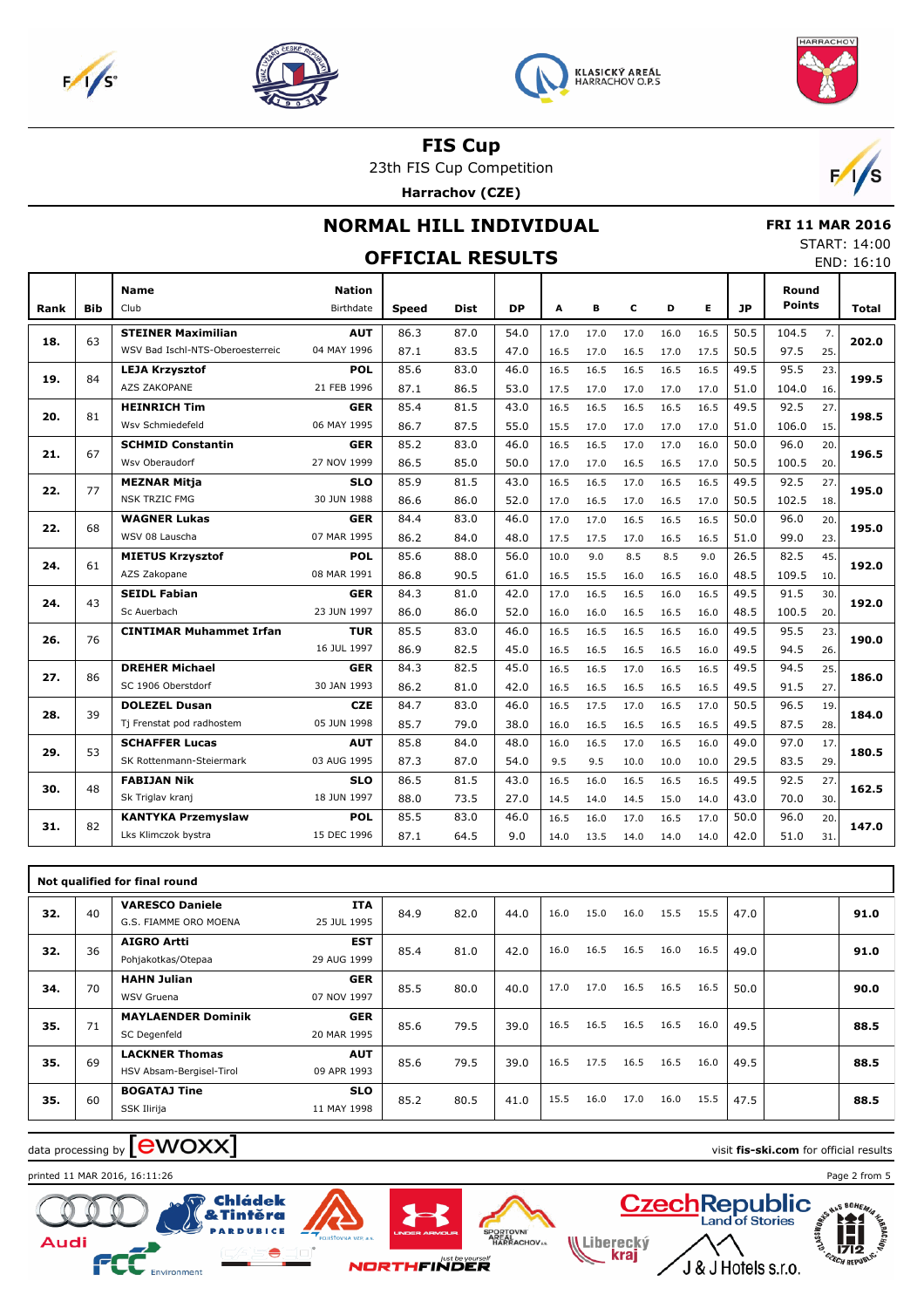# FIS Cup

23th FIS Cup Competition

**Harrachov (CZE)**

## NORMAL HILL INDIVIDUAL

## OFFICIAL RESULTS

**FRI 11 MAR 2016**

START: 14:00

END: 16:10

| Rank | Bib | Name / Club | Nation / Birthdate | Speed | Dist | DP | A | B | C | D | E | JP | Round Points | | Total |
|---|---|---|---|---|---|---|---|---|---|---|---|---|---|---|---|
| 18. | 63 | **STEINER Maximilian** | **AUT** | 86.3 | 87.0 | 54.0 | 17.0 | 17.0 | 17.0 | 16.0 | 16.5 | 50.5 | 104.5 | 7. | **202.0** |
| | | WSV Bad Ischl-NTS-Oberoesterreic | 04 MAY 1996 | 87.1 | 83.5 | 47.0 | 16.5 | 17.0 | 16.5 | 17.0 | 17.5 | 50.5 | 97.5 | 25. | |
| 19. | 84 | **LEJA Krzysztof** | **POL** | 85.6 | 83.0 | 46.0 | 16.5 | 16.5 | 16.5 | 16.5 | 16.5 | 49.5 | 95.5 | 23. | **199.5** |
| | | AZS ZAKOPANE | 21 FEB 1996 | 87.1 | 86.5 | 53.0 | 17.5 | 17.0 | 17.0 | 17.0 | 17.0 | 51.0 | 104.0 | 16. | |
| 20. | 81 | **HEINRICH Tim** | **GER** | 85.4 | 81.5 | 43.0 | 16.5 | 16.5 | 16.5 | 16.5 | 16.5 | 49.5 | 92.5 | 27. | **198.5** |
| | | Wsv Schmiedefeld | 06 MAY 1995 | 86.7 | 87.5 | 55.0 | 15.5 | 17.0 | 17.0 | 17.0 | 17.0 | 51.0 | 106.0 | 15. | |
| 21. | 67 | **SCHMID Constantin** | **GER** | 85.2 | 83.0 | 46.0 | 16.5 | 16.5 | 17.0 | 17.0 | 16.0 | 50.0 | 96.0 | 20. | **196.5** |
| | | Wsv Oberaudorf | 27 NOV 1999 | 86.5 | 85.0 | 50.0 | 17.0 | 17.0 | 16.5 | 16.5 | 17.0 | 50.5 | 100.5 | 20. | |
| 22. | 77 | **MEZNAR Mitja** | **SLO** | 85.9 | 81.5 | 43.0 | 16.5 | 16.5 | 17.0 | 16.5 | 16.5 | 49.5 | 92.5 | 27. | **195.0** |
| | | NSK TRZIC FMG | 30 JUN 1988 | 86.6 | 86.0 | 52.0 | 17.0 | 16.5 | 17.0 | 16.5 | 17.0 | 50.5 | 102.5 | 18. | |
| 22. | 68 | **WAGNER Lukas** | **GER** | 84.4 | 83.0 | 46.0 | 17.0 | 17.0 | 16.5 | 16.5 | 16.5 | 50.0 | 96.0 | 20. | **195.0** |
| | | WSV 08 Lauscha | 07 MAR 1995 | 86.2 | 84.0 | 48.0 | 17.5 | 17.5 | 17.0 | 16.5 | 16.5 | 51.0 | 99.0 | 23. | |
| 24. | 61 | **MIETUS Krzysztof** | **POL** | 85.6 | 88.0 | 56.0 | 10.0 | 9.0 | 8.5 | 8.5 | 9.0 | 26.5 | 82.5 | 45. | **192.0** |
| | | AZS Zakopane | 08 MAR 1991 | 86.8 | 90.5 | 61.0 | 16.5 | 15.5 | 16.0 | 16.5 | 16.0 | 48.5 | 109.5 | 10. | |
| 24. | 43 | **SEIDL Fabian** | **GER** | 84.3 | 81.0 | 42.0 | 17.0 | 16.5 | 16.5 | 16.0 | 16.5 | 49.5 | 91.5 | 30. | **192.0** |
| | | Sc Auerbach | 23 JUN 1997 | 86.0 | 86.0 | 52.0 | 16.0 | 16.0 | 16.5 | 16.5 | 16.0 | 48.5 | 100.5 | 20. | |
| 26. | 76 | **CINTIMAR Muhammet Irfan** | **TUR** | 85.5 | 83.0 | 46.0 | 16.5 | 16.5 | 16.5 | 16.5 | 16.0 | 49.5 | 95.5 | 23. | **190.0** |
| | | | 16 JUL 1997 | 86.9 | 82.5 | 45.0 | 16.5 | 16.5 | 16.5 | 16.5 | 16.0 | 49.5 | 94.5 | 26. | |
| 27. | 86 | **DREHER Michael** | **GER** | 84.3 | 82.5 | 45.0 | 16.5 | 16.5 | 17.0 | 16.5 | 16.5 | 49.5 | 94.5 | 25. | **186.0** |
| | | SC 1906 Oberstdorf | 30 JAN 1993 | 86.2 | 81.0 | 42.0 | 16.5 | 16.5 | 16.5 | 16.5 | 16.5 | 49.5 | 91.5 | 27. | |
| 28. | 39 | **DOLEZEL Dusan** | **CZE** | 84.7 | 83.0 | 46.0 | 16.5 | 17.5 | 17.0 | 16.5 | 17.0 | 50.5 | 96.5 | 19. | **184.0** |
| | | Tj Frenstat pod radhostem | 05 JUN 1998 | 85.7 | 79.0 | 38.0 | 16.0 | 16.5 | 16.5 | 16.5 | 16.5 | 49.5 | 87.5 | 28. | |
| 29. | 53 | **SCHAFFER Lucas** | **AUT** | 85.8 | 84.0 | 48.0 | 16.0 | 16.5 | 17.0 | 16.5 | 16.0 | 49.0 | 97.0 | 17. | **180.5** |
| | | SK Rottenmann-Steiermark | 03 AUG 1995 | 87.3 | 87.0 | 54.0 | 9.5 | 9.5 | 10.0 | 10.0 | 10.0 | 29.5 | 83.5 | 29. | |
| 30. | 48 | **FABIJAN Nik** | **SLO** | 86.5 | 81.5 | 43.0 | 16.5 | 16.0 | 16.5 | 16.5 | 16.5 | 49.5 | 92.5 | 27. | **162.5** |
| | | Sk Triglav kranj | 18 JUN 1997 | 88.0 | 73.5 | 27.0 | 14.5 | 14.0 | 14.5 | 15.0 | 14.0 | 43.0 | 70.0 | 30. | |
| 31. | 82 | **KANTYKA Przemyslaw** | **POL** | 85.5 | 83.0 | 46.0 | 16.5 | 16.0 | 17.0 | 16.5 | 17.0 | 50.0 | 96.0 | 20. | **147.0** |
| | | Lks Klimczok bystra | 15 DEC 1996 | 87.1 | 64.5 | 9.0 | 14.0 | 13.5 | 14.0 | 14.0 | 14.0 | 42.0 | 51.0 | 31. | |

**Not qualified for final round**

| Rank | Bib | Name / Club | Nation / Birthdate | Speed | Dist | DP | A | B | C | D | E | JP | Round Points | Total |
|---|---|---|---|---|---|---|---|---|---|---|---|---|---|---|
| 32. | 40 | **VARESCO Daniele** / G.S. FIAMME ORO MOENA | **ITA** / 25 JUL 1995 | 84.9 | 82.0 | 44.0 | 16.0 | 15.0 | 16.0 | 15.5 | 15.5 | 47.0 | | **91.0** |
| 32. | 36 | **AIGRO Artti** / Pohjakotkas/Otepaa | **EST** / 29 AUG 1999 | 85.4 | 81.0 | 42.0 | 16.0 | 16.5 | 16.5 | 16.0 | 16.5 | 49.0 | | **91.0** |
| 34. | 70 | **HAHN Julian** / WSV Gruena | **GER** / 07 NOV 1997 | 85.5 | 80.0 | 40.0 | 17.0 | 17.0 | 16.5 | 16.5 | 16.5 | 50.0 | | **90.0** |
| 35. | 71 | **MAYLAENDER Dominik** / SC Degenfeld | **GER** / 20 MAR 1995 | 85.6 | 79.5 | 39.0 | 16.5 | 16.5 | 16.5 | 16.5 | 16.0 | 49.5 | | **88.5** |
| 35. | 69 | **LACKNER Thomas** / HSV Absam-Bergisel-Tirol | **AUT** / 09 APR 1993 | 85.6 | 79.5 | 39.0 | 16.5 | 17.5 | 16.5 | 16.5 | 16.0 | 49.5 | | **88.5** |
| 35. | 60 | **BOGATAJ Tine** / SSK Ilirija | **SLO** / 11 MAY 1998 | 85.2 | 80.5 | 41.0 | 15.5 | 16.0 | 17.0 | 16.0 | 15.5 | 47.5 | | **88.5** |

data processing by ewoxx — visit **fis-ski.com** for official results

printed 11 MAR 2016, 16:11:26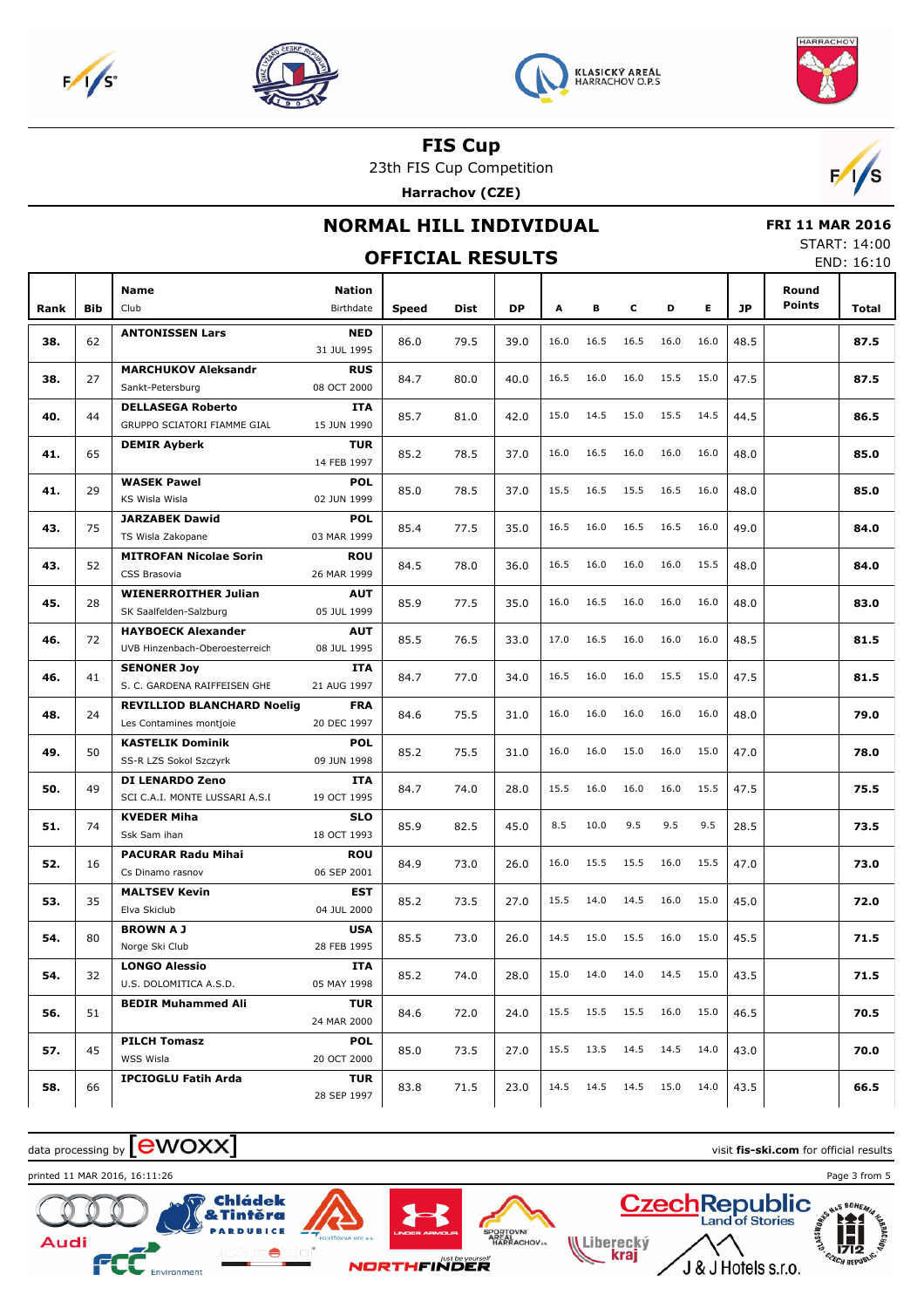# FIS Cup

23th FIS Cup Competition

**Harrachov (CZE)**

## NORMAL HILL INDIVIDUAL

## OFFICIAL RESULTS

**FRI 11 MAR 2016**
START: 14:00
END: 16:10

| Rank | Bib | Name / Club | Nation / Birthdate | Speed | Dist | DP | A | B | C | D | E | JP | Round Points | Total |
|---|---|---|---|---|---|---|---|---|---|---|---|---|---|---|
| 38. | 62 | **ANTONISSEN Lars** | **NED** 31 JUL 1995 | 86.0 | 79.5 | 39.0 | 16.0 | 16.5 | 16.5 | 16.0 | 16.0 | 48.5 | | **87.5** |
| 38. | 27 | **MARCHUKOV Aleksandr** Sankt-Petersburg | **RUS** 08 OCT 2000 | 84.7 | 80.0 | 40.0 | 16.5 | 16.0 | 16.0 | 15.5 | 15.0 | 47.5 | | **87.5** |
| 40. | 44 | **DELLASEGA Roberto** GRUPPO SCIATORI FIAMME GIAL | **ITA** 15 JUN 1990 | 85.7 | 81.0 | 42.0 | 15.0 | 14.5 | 15.0 | 15.5 | 14.5 | 44.5 | | **86.5** |
| 41. | 65 | **DEMIR Ayberk** | **TUR** 14 FEB 1997 | 85.2 | 78.5 | 37.0 | 16.0 | 16.5 | 16.0 | 16.0 | 16.0 | 48.0 | | **85.0** |
| 41. | 29 | **WASEK Pawel** KS Wisla Wisla | **POL** 02 JUN 1999 | 85.0 | 78.5 | 37.0 | 15.5 | 16.5 | 15.5 | 16.5 | 16.0 | 48.0 | | **85.0** |
| 43. | 75 | **JARZABEK Dawid** TS Wisla Zakopane | **POL** 03 MAR 1999 | 85.4 | 77.5 | 35.0 | 16.5 | 16.0 | 16.5 | 16.5 | 16.0 | 49.0 | | **84.0** |
| 43. | 52 | **MITROFAN Nicolae Sorin** CSS Brasovia | **ROU** 26 MAR 1999 | 84.5 | 78.0 | 36.0 | 16.5 | 16.0 | 16.0 | 16.0 | 15.5 | 48.0 | | **84.0** |
| 45. | 28 | **WIENERROITHER Julian** SK Saalfelden-Salzburg | **AUT** 05 JUL 1999 | 85.9 | 77.5 | 35.0 | 16.0 | 16.5 | 16.0 | 16.0 | 16.0 | 48.0 | | **83.0** |
| 46. | 72 | **HAYBOECK Alexander** UVB Hinzenbach-Oberoesterreich | **AUT** 08 JUL 1995 | 85.5 | 76.5 | 33.0 | 17.0 | 16.5 | 16.0 | 16.0 | 16.0 | 48.5 | | **81.5** |
| 46. | 41 | **SENONER Joy** S. C. GARDENA RAIFFEISEN GHE | **ITA** 21 AUG 1997 | 84.7 | 77.0 | 34.0 | 16.5 | 16.0 | 16.0 | 15.5 | 15.0 | 47.5 | | **81.5** |
| 48. | 24 | **REVILLIOD BLANCHARD Noelig** Les Contamines montjoie | **FRA** 20 DEC 1997 | 84.6 | 75.5 | 31.0 | 16.0 | 16.0 | 16.0 | 16.0 | 16.0 | 48.0 | | **79.0** |
| 49. | 50 | **KASTELIK Dominik** SS-R LZS Sokol Szczyrk | **POL** 09 JUN 1998 | 85.2 | 75.5 | 31.0 | 16.0 | 16.0 | 15.0 | 16.0 | 15.0 | 47.0 | | **78.0** |
| 50. | 49 | **DI LENARDO Zeno** SCI C.A.I. MONTE LUSSARI A.S.I | **ITA** 19 OCT 1995 | 84.7 | 74.0 | 28.0 | 15.5 | 16.0 | 16.0 | 16.0 | 15.5 | 47.5 | | **75.5** |
| 51. | 74 | **KVEDER Miha** Ssk Sam ihan | **SLO** 18 OCT 1993 | 85.9 | 82.5 | 45.0 | 8.5 | 10.0 | 9.5 | 9.5 | 9.5 | 28.5 | | **73.5** |
| 52. | 16 | **PACURAR Radu Mihai** Cs Dinamo rasnov | **ROU** 06 SEP 2001 | 84.9 | 73.0 | 26.0 | 16.0 | 15.5 | 15.5 | 16.0 | 15.5 | 47.0 | | **73.0** |
| 53. | 35 | **MALTSEV Kevin** Elva Skiclub | **EST** 04 JUL 2000 | 85.2 | 73.5 | 27.0 | 15.5 | 14.0 | 14.5 | 16.0 | 15.0 | 45.0 | | **72.0** |
| 54. | 80 | **BROWN A J** Norge Ski Club | **USA** 28 FEB 1995 | 85.5 | 73.0 | 26.0 | 14.5 | 15.0 | 15.5 | 16.0 | 15.0 | 45.5 | | **71.5** |
| 54. | 32 | **LONGO Alessio** U.S. DOLOMITICA A.S.D. | **ITA** 05 MAY 1998 | 85.2 | 74.0 | 28.0 | 15.0 | 14.0 | 14.0 | 14.5 | 15.0 | 43.5 | | **71.5** |
| 56. | 51 | **BEDIR Muhammed Ali** | **TUR** 24 MAR 2000 | 84.6 | 72.0 | 24.0 | 15.5 | 15.5 | 15.5 | 16.0 | 15.0 | 46.5 | | **70.5** |
| 57. | 45 | **PILCH Tomasz** WSS Wisla | **POL** 20 OCT 2000 | 85.0 | 73.5 | 27.0 | 15.5 | 13.5 | 14.5 | 14.5 | 14.0 | 43.0 | | **70.0** |
| 58. | 66 | **IPCIOGLU Fatih Arda** | **TUR** 28 SEP 1997 | 83.8 | 71.5 | 23.0 | 14.5 | 14.5 | 14.5 | 15.0 | 14.0 | 43.5 | | **66.5** |

data processing by ewoxx — visit **fis-ski.com** for official results

printed 11 MAR 2016, 16:11:26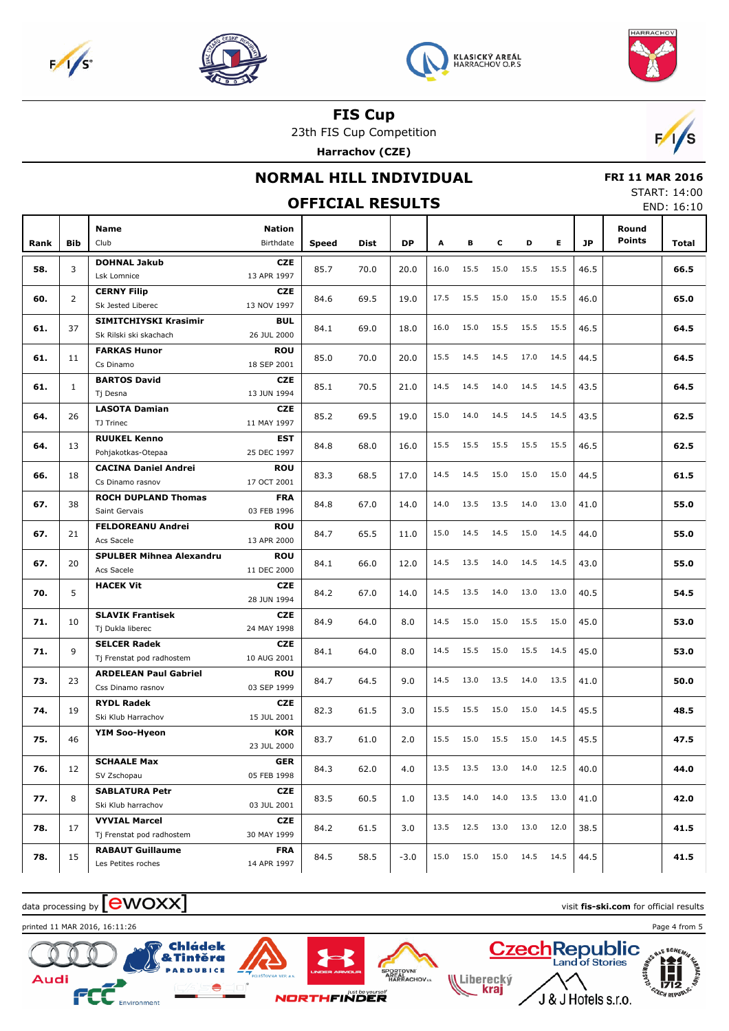# FIS Cup

23th FIS Cup Competition

**Harrachov (CZE)**

## NORMAL HILL INDIVIDUAL

## OFFICIAL RESULTS

**FRI 11 MAR 2016**
START: 14:00
END: 16:10

| Rank | Bib | Name / Club | Nation / Birthdate | Speed | Dist | DP | A | B | C | D | E | JP | Round Points | Total |
|---|---|---|---|---|---|---|---|---|---|---|---|---|---|---|
| 58. | 3 | **DOHNAL Jakub** Lsk Lomnice | **CZE** 13 APR 1997 | 85.7 | 70.0 | 20.0 | 16.0 | 15.5 | 15.0 | 15.5 | 15.5 | 46.5 | | **66.5** |
| 60. | 2 | **CERNY Filip** Sk Jested Liberec | **CZE** 13 NOV 1997 | 84.6 | 69.5 | 19.0 | 17.5 | 15.5 | 15.0 | 15.0 | 15.5 | 46.0 | | **65.0** |
| 61. | 37 | **SIMITCHIYSKI Krasimir** Sk Rilski ski skachach | **BUL** 26 JUL 2000 | 84.1 | 69.0 | 18.0 | 16.0 | 15.0 | 15.5 | 15.5 | 15.5 | 46.5 | | **64.5** |
| 61. | 11 | **FARKAS Hunor** Cs Dinamo | **ROU** 18 SEP 2001 | 85.0 | 70.0 | 20.0 | 15.5 | 14.5 | 14.5 | 17.0 | 14.5 | 44.5 | | **64.5** |
| 61. | 1 | **BARTOS David** Tj Desna | **CZE** 13 JUN 1994 | 85.1 | 70.5 | 21.0 | 14.5 | 14.5 | 14.0 | 14.5 | 14.5 | 43.5 | | **64.5** |
| 64. | 26 | **LASOTA Damian** TJ Trinec | **CZE** 11 MAY 1997 | 85.2 | 69.5 | 19.0 | 15.0 | 14.0 | 14.5 | 14.5 | 14.5 | 43.5 | | **62.5** |
| 64. | 13 | **RUUKEL Kenno** Pohjakotkas-Otepaa | **EST** 25 DEC 1997 | 84.8 | 68.0 | 16.0 | 15.5 | 15.5 | 15.5 | 15.5 | 15.5 | 46.5 | | **62.5** |
| 66. | 18 | **CACINA Daniel Andrei** Cs Dinamo rasnov | **ROU** 17 OCT 2001 | 83.3 | 68.5 | 17.0 | 14.5 | 14.5 | 15.0 | 15.0 | 15.0 | 44.5 | | **61.5** |
| 67. | 38 | **ROCH DUPLAND Thomas** Saint Gervais | **FRA** 03 FEB 1996 | 84.8 | 67.0 | 14.0 | 14.0 | 13.5 | 13.5 | 14.0 | 13.0 | 41.0 | | **55.0** |
| 67. | 21 | **FELDOREANU Andrei** Acs Sacele | **ROU** 13 APR 2000 | 84.7 | 65.5 | 11.0 | 15.0 | 14.5 | 14.5 | 15.0 | 14.5 | 44.0 | | **55.0** |
| 67. | 20 | **SPULBER Mihnea Alexandru** Acs Sacele | **ROU** 11 DEC 2000 | 84.1 | 66.0 | 12.0 | 14.5 | 13.5 | 14.0 | 14.5 | 14.5 | 43.0 | | **55.0** |
| 70. | 5 | **HACEK Vit** | **CZE** 28 JUN 1994 | 84.2 | 67.0 | 14.0 | 14.5 | 13.5 | 14.0 | 13.0 | 13.0 | 40.5 | | **54.5** |
| 71. | 10 | **SLAVIK Frantisek** Tj Dukla liberec | **CZE** 24 MAY 1998 | 84.9 | 64.0 | 8.0 | 14.5 | 15.0 | 15.0 | 15.5 | 15.0 | 45.0 | | **53.0** |
| 71. | 9 | **SELCER Radek** Tj Frenstat pod radhostem | **CZE** 10 AUG 2001 | 84.1 | 64.0 | 8.0 | 14.5 | 15.5 | 15.0 | 15.5 | 14.5 | 45.0 | | **53.0** |
| 73. | 23 | **ARDELEAN Paul Gabriel** Css Dinamo rasnov | **ROU** 03 SEP 1999 | 84.7 | 64.5 | 9.0 | 14.5 | 13.0 | 13.5 | 14.0 | 13.5 | 41.0 | | **50.0** |
| 74. | 19 | **RYDL Radek** Ski Klub Harrachov | **CZE** 15 JUL 2001 | 82.3 | 61.5 | 3.0 | 15.5 | 15.5 | 15.0 | 15.0 | 14.5 | 45.5 | | **48.5** |
| 75. | 46 | **YIM Soo-Hyeon** | **KOR** 23 JUL 2000 | 83.7 | 61.0 | 2.0 | 15.5 | 15.0 | 15.5 | 15.0 | 14.5 | 45.5 | | **47.5** |
| 76. | 12 | **SCHAALE Max** SV Zschopau | **GER** 05 FEB 1998 | 84.3 | 62.0 | 4.0 | 13.5 | 13.5 | 13.0 | 14.0 | 12.5 | 40.0 | | **44.0** |
| 77. | 8 | **SABLATURA Petr** Ski Klub harrachov | **CZE** 03 JUL 2001 | 83.5 | 60.5 | 1.0 | 13.5 | 14.0 | 14.0 | 13.5 | 13.0 | 41.0 | | **42.0** |
| 78. | 17 | **VYVIAL Marcel** Tj Frenstat pod radhostem | **CZE** 30 MAY 1999 | 84.2 | 61.5 | 3.0 | 13.5 | 12.5 | 13.0 | 13.0 | 12.0 | 38.5 | | **41.5** |
| 78. | 15 | **RABAUT Guillaume** Les Petites roches | **FRA** 14 APR 1997 | 84.5 | 58.5 | -3.0 | 15.0 | 15.0 | 15.0 | 14.5 | 14.5 | 44.5 | | **41.5** |

data processing by ewoxx — visit **fis-ski.com** for official results

printed 11 MAR 2016, 16:11:26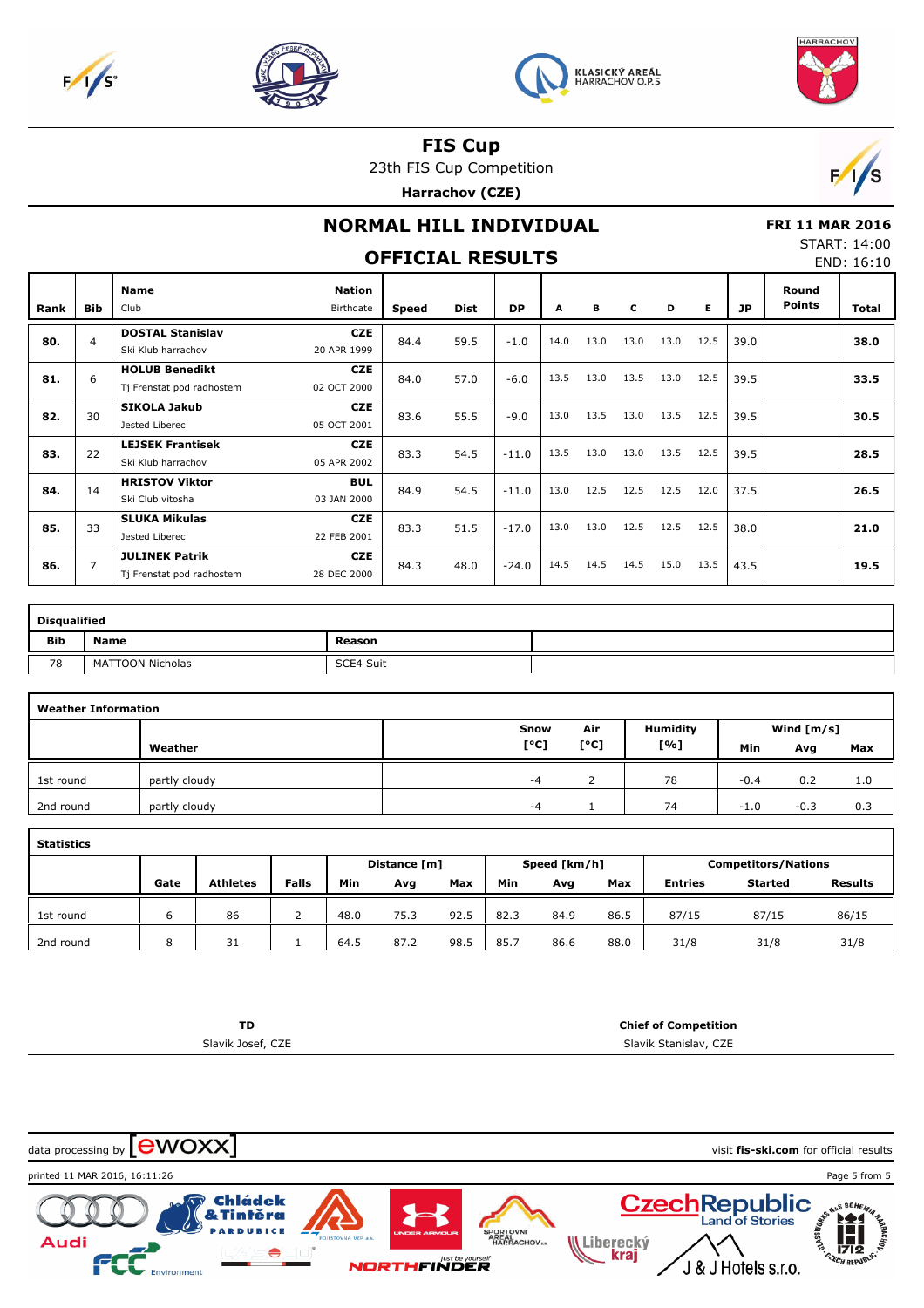# FIS Cup

23th FIS Cup Competition

**Harrachov (CZE)**

## NORMAL HILL INDIVIDUAL

**FRI 11 MAR 2016**
START: 14:00
END: 16:10

## OFFICIAL RESULTS

| Rank | Bib | Name / Club | Nation / Birthdate | Speed | Dist | DP | A | B | C | D | E | JP | Round Points | Total |
|---|---|---|---|---|---|---|---|---|---|---|---|---|---|---|
| 80. | 4 | **DOSTAL Stanislav** Ski Klub harrachov | **CZE** 20 APR 1999 | 84.4 | 59.5 | -1.0 | 14.0 | 13.0 | 13.0 | 13.0 | 12.5 | 39.0 | | **38.0** |
| 81. | 6 | **HOLUB Benedikt** Tj Frenstat pod radhostem | **CZE** 02 OCT 2000 | 84.0 | 57.0 | -6.0 | 13.5 | 13.0 | 13.5 | 13.0 | 12.5 | 39.5 | | **33.5** |
| 82. | 30 | **SIKOLA Jakub** Jested Liberec | **CZE** 05 OCT 2001 | 83.6 | 55.5 | -9.0 | 13.0 | 13.5 | 13.0 | 13.5 | 12.5 | 39.5 | | **30.5** |
| 83. | 22 | **LEJSEK Frantisek** Ski Klub harrachov | **CZE** 05 APR 2002 | 83.3 | 54.5 | -11.0 | 13.5 | 13.0 | 13.0 | 13.5 | 12.5 | 39.5 | | **28.5** |
| 84. | 14 | **HRISTOV Viktor** Ski Club vitosha | **BUL** 03 JAN 2000 | 84.9 | 54.5 | -11.0 | 13.0 | 12.5 | 12.5 | 12.5 | 12.0 | 37.5 | | **26.5** |
| 85. | 33 | **SLUKA Mikulas** Jested Liberec | **CZE** 22 FEB 2001 | 83.3 | 51.5 | -17.0 | 13.0 | 13.0 | 12.5 | 12.5 | 12.5 | 38.0 | | **21.0** |
| 86. | 7 | **JULINEK Patrik** Tj Frenstat pod radhostem | **CZE** 28 DEC 2000 | 84.3 | 48.0 | -24.0 | 14.5 | 14.5 | 14.5 | 15.0 | 13.5 | 43.5 | | **19.5** |

### Disqualified

| Bib | Name | Reason |
|---|---|---|
| 78 | MATTOON Nicholas | SCE4 Suit |

### Weather Information

| | Weather | Snow [°C] | Air [°C] | Humidity [%] | Wind [m/s] Min | Avg | Max |
|---|---|---|---|---|---|---|---|
| 1st round | partly cloudy | -4 | 2 | 78 | -0.4 | 0.2 | 1.0 |
| 2nd round | partly cloudy | -4 | 1 | 74 | -1.0 | -0.3 | 0.3 |

### Statistics

| | Gate | Athletes | Falls | Distance [m] Min | Avg | Max | Speed [km/h] Min | Avg | Max | Competitors/Nations Entries | Started | Results |
|---|---|---|---|---|---|---|---|---|---|---|---|---|
| 1st round | 6 | 86 | 2 | 48.0 | 75.3 | 92.5 | 82.3 | 84.9 | 86.5 | 87/15 | 87/15 | 86/15 |
| 2nd round | 8 | 31 | 1 | 64.5 | 87.2 | 98.5 | 85.7 | 86.6 | 88.0 | 31/8 | 31/8 | 31/8 |

**TD**
Slavik Josef, CZE

**Chief of Competition**
Slavik Stanislav, CZE

data processing by ewoxx — visit **fis-ski.com** for official results

printed 11 MAR 2016, 16:11:26